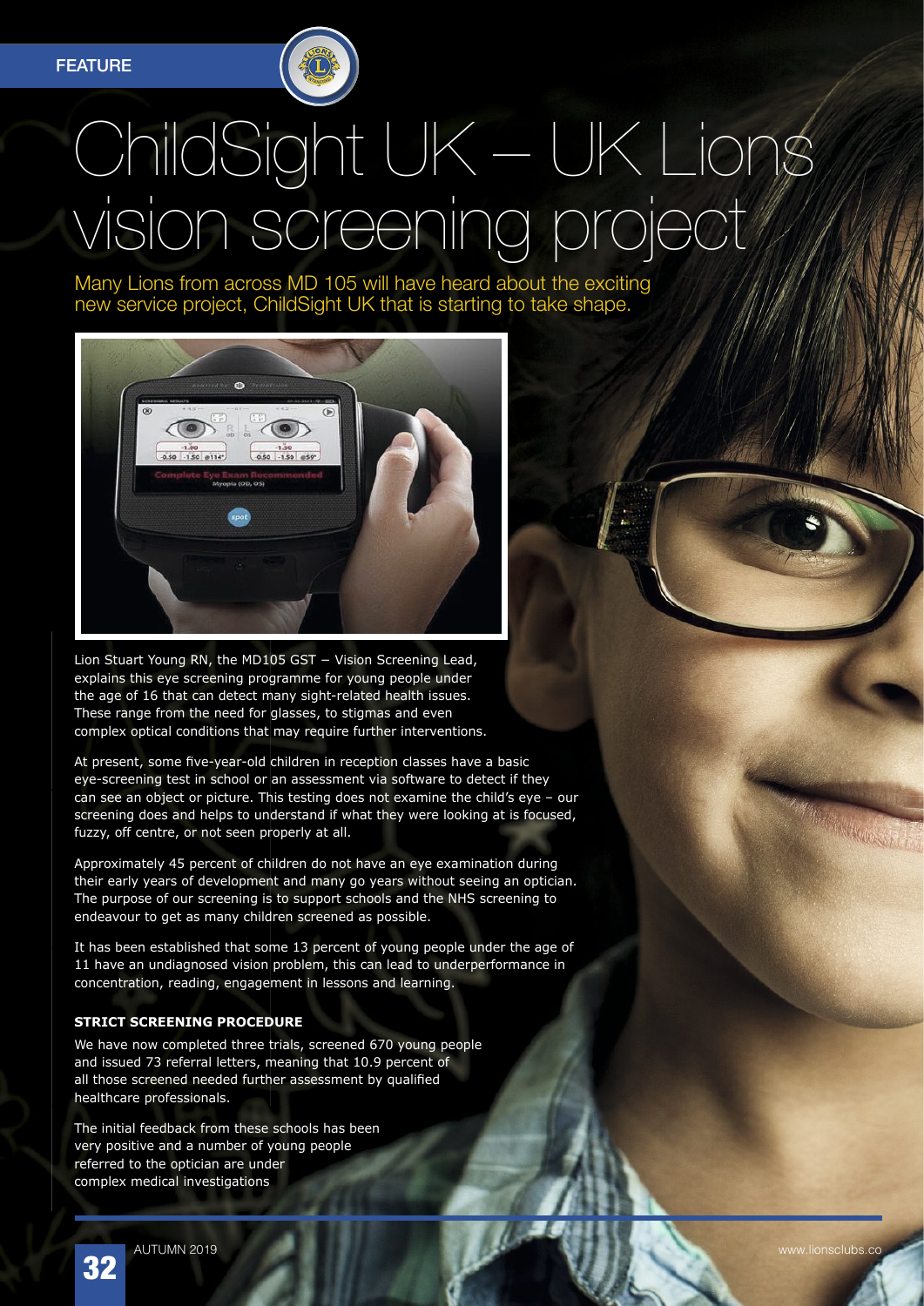# ChildSight UK – UK Lions vision screening project

Many Lions from across MD 105 will have heard about the exciting new service project, ChildSight UK that is starting to take shape.

Lion Stuart Young RN, the MD105 GST – Vision Screening Lead, explains this eye screening programme for young people under the age of 16 that can detect many sight-related health issues. These range from the need for glasses, to stigmas and even complex optical conditions that may require further interventions.

At present, some five-year-old children in reception classes have a basic eye-screening test in school or an assessment via software to detect if they can see an object or picture. This testing does not examine the child's eye – our screening does and helps to understand if what they were looking at is focused, fuzzy, off centre, or not seen properly at all.

Approximately 45 percent of children do not have an eye examination during their early years of development and many go years without seeing an optician. The purpose of our screening is to support schools and the NHS screening to endeavour to get as many children screened as possible.

It has been established that some 13 percent of young people under the age of 11 have an undiagnosed vision problem, this can lead to underperformance in concentration, reading, engagement in lessons and learning.

### STRICT SCREENING PROCEDURE

We have now completed three trials, screened 670 young people and issued 73 referral letters, meaning that 10.9 percent of all those screened needed further assessment by qualified healthcare professionals.

The initial feedback from these schools has been very positive and a number of young people referred to the optician are under complex medical investigations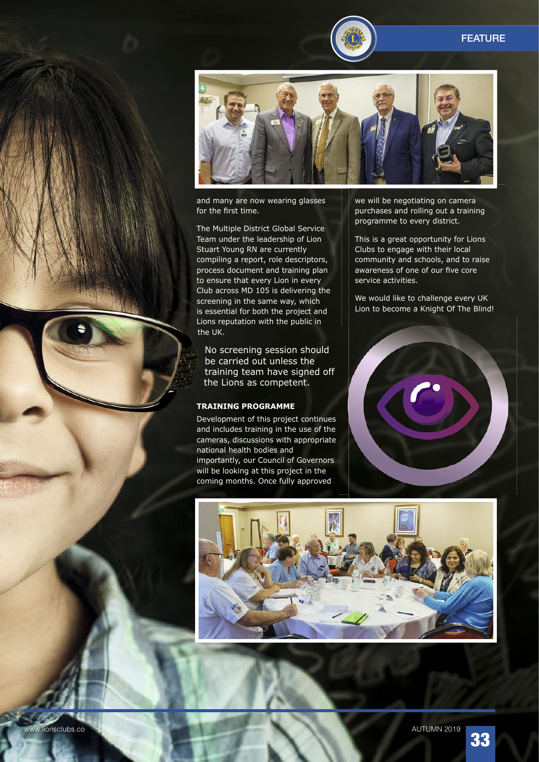and many are now wearing glasses for the first time.

The Multiple District Global Service Team under the leadership of Lion Stuart Young RN are currently compiling a report, role descriptors, process document and training plan to ensure that every Lion in every Club across MD 105 is delivering the screening in the same way, which is essential for both the project and Lions reputation with the public in the UK.

No screening session should be carried out unless the training team have signed off the Lions as competent.

### TRAINING PROGRAMME

Development of this project continues and includes training in the use of the cameras, discussions with appropriate national health bodies and importantly, our Council of Governors will be looking at this project in the coming months. Once fully approved we will be negotiating on camera purchases and rolling out a training programme to every district.

This is a great opportunity for Lions Clubs to engage with their local community and schools, and to raise awareness of one of our five core service activities.

We would like to challenge every UK Lion to become a Knight Of The Blind!